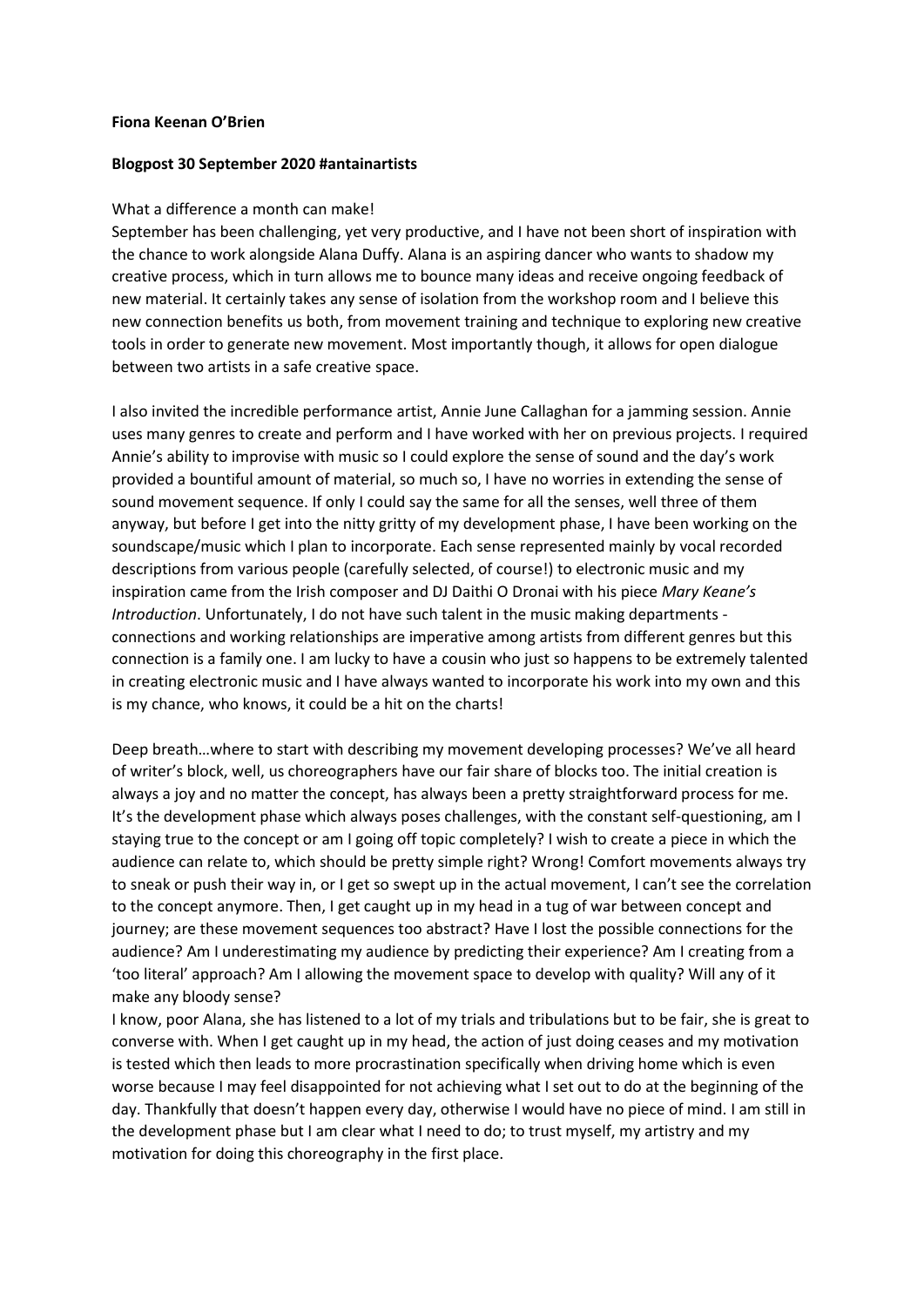**Fiona Keenan O'Brien**

**Blogpost 30 September 2020 #antainartists**

What a difference a month can make!
September has been challenging, yet very productive, and I have not been short of inspiration with the chance to work alongside Alana Duffy. Alana is an aspiring dancer who wants to shadow my creative process, which in turn allows me to bounce many ideas and receive ongoing feedback of new material. It certainly takes any sense of isolation from the workshop room and I believe this new connection benefits us both, from movement training and technique to exploring new creative tools in order to generate new movement. Most importantly though, it allows for open dialogue between two artists in a safe creative space.

I also invited the incredible performance artist, Annie June Callaghan for a jamming session. Annie uses many genres to create and perform and I have worked with her on previous projects. I required Annie's ability to improvise with music so I could explore the sense of sound and the day's work provided a bountiful amount of material, so much so, I have no worries in extending the sense of sound movement sequence. If only I could say the same for all the senses, well three of them anyway, but before I get into the nitty gritty of my development phase, I have been working on the soundscape/music which I plan to incorporate. Each sense represented mainly by vocal recorded descriptions from various people (carefully selected, of course!) to electronic music and my inspiration came from the Irish composer and DJ Daithi O Dronai with his piece *Mary Keane's Introduction*. Unfortunately, I do not have such talent in the music making departments - connections and working relationships are imperative among artists from different genres but this connection is a family one. I am lucky to have a cousin who just so happens to be extremely talented in creating electronic music and I have always wanted to incorporate his work into my own and this is my chance, who knows, it could be a hit on the charts!

Deep breath…where to start with describing my movement developing processes? We've all heard of writer's block, well, us choreographers have our fair share of blocks too. The initial creation is always a joy and no matter the concept, has always been a pretty straightforward process for me. It's the development phase which always poses challenges, with the constant self-questioning, am I staying true to the concept or am I going off topic completely? I wish to create a piece in which the audience can relate to, which should be pretty simple right? Wrong! Comfort movements always try to sneak or push their way in, or I get so swept up in the actual movement, I can't see the correlation to the concept anymore. Then, I get caught up in my head in a tug of war between concept and journey; are these movement sequences too abstract? Have I lost the possible connections for the audience? Am I underestimating my audience by predicting their experience? Am I creating from a 'too literal' approach? Am I allowing the movement space to develop with quality? Will any of it make any bloody sense?
I know, poor Alana, she has listened to a lot of my trials and tribulations but to be fair, she is great to converse with. When I get caught up in my head, the action of just doing ceases and my motivation is tested which then leads to more procrastination specifically when driving home which is even worse because I may feel disappointed for not achieving what I set out to do at the beginning of the day. Thankfully that doesn't happen every day, otherwise I would have no piece of mind. I am still in the development phase but I am clear what I need to do; to trust myself, my artistry and my motivation for doing this choreography in the first place.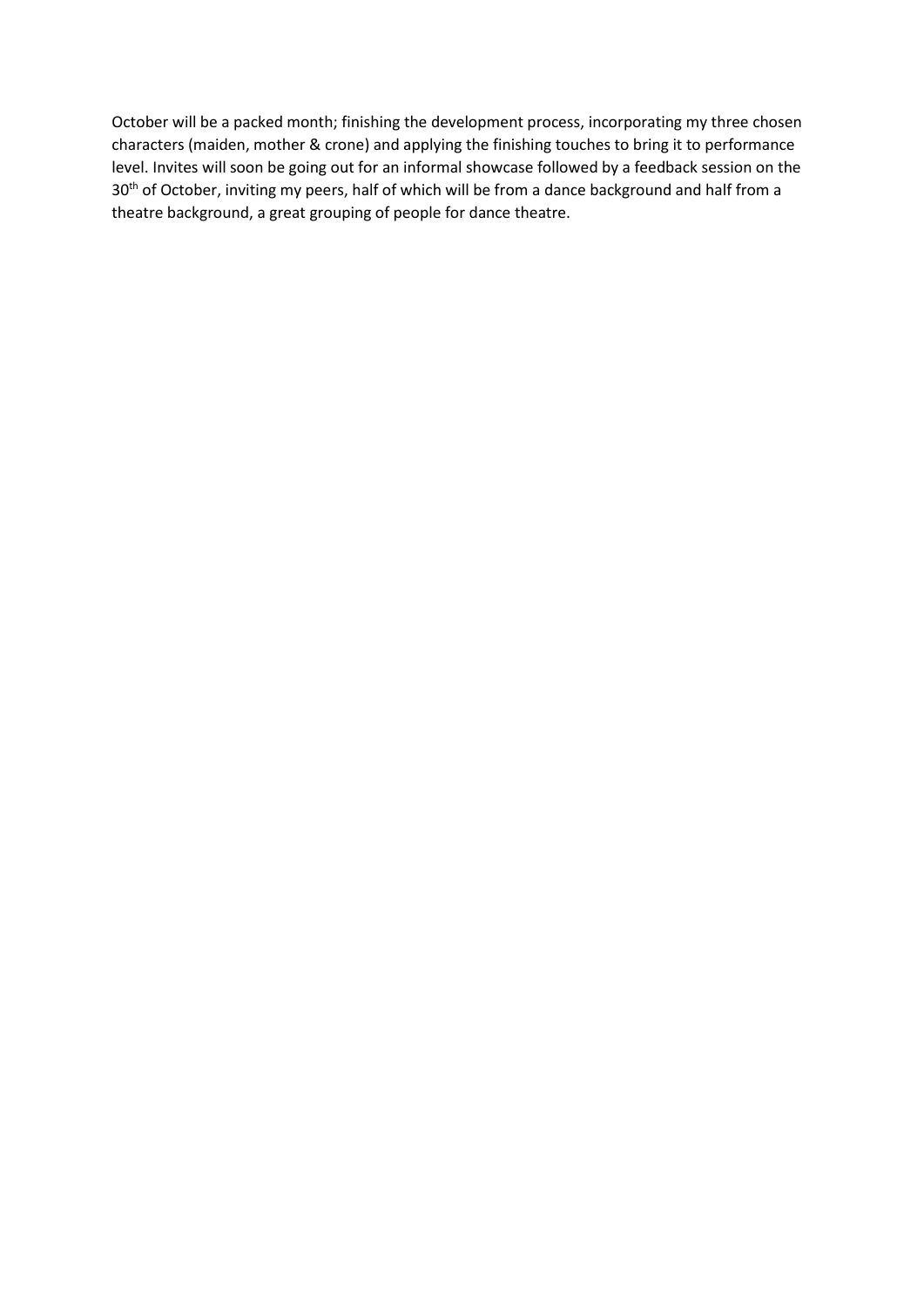October will be a packed month; finishing the development process, incorporating my three chosen characters (maiden, mother & crone) and applying the finishing touches to bring it to performance level. Invites will soon be going out for an informal showcase followed by a feedback session on the 30th of October, inviting my peers, half of which will be from a dance background and half from a theatre background, a great grouping of people for dance theatre.